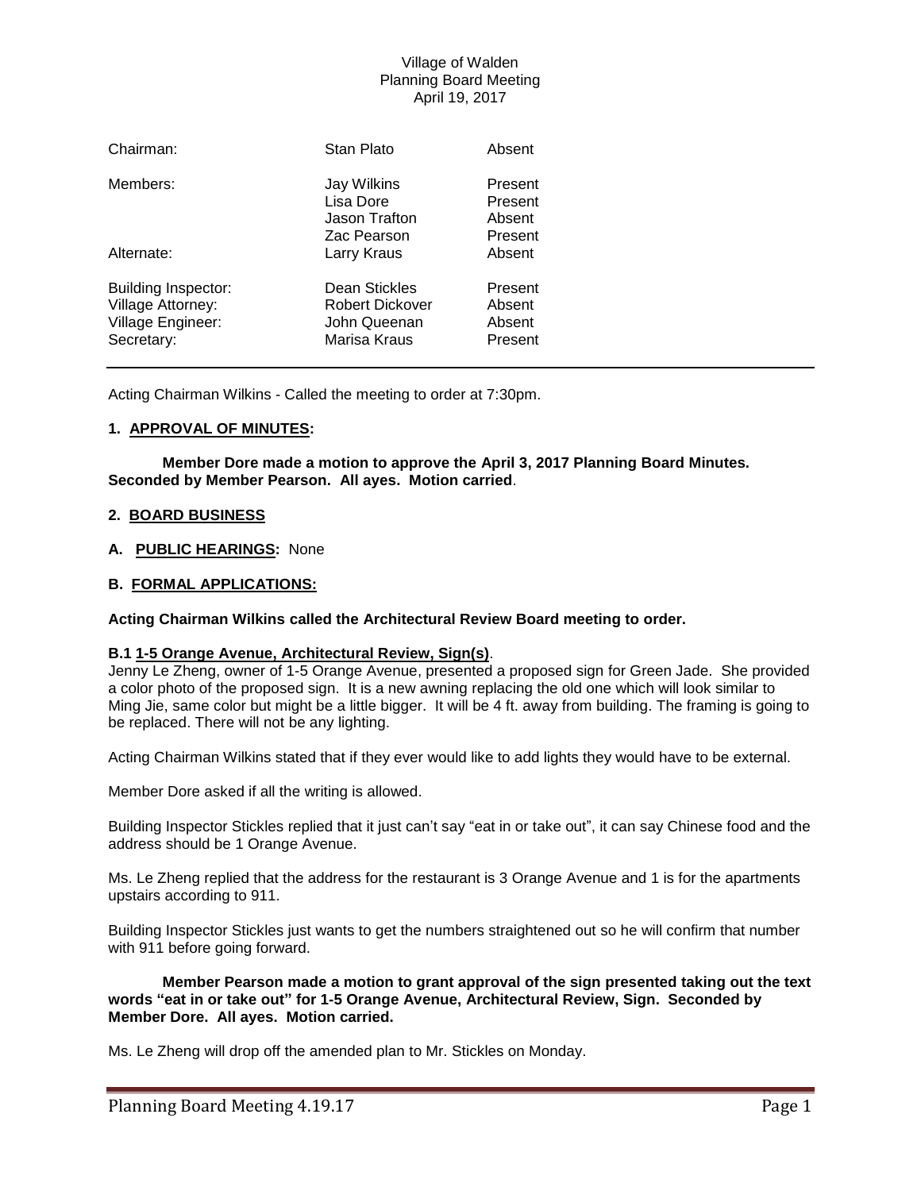Village of Walden
Planning Board Meeting
April 19, 2017

| | | |
|---|---|---|
| Chairman: | Stan Plato | Absent |
| Members: | Jay Wilkins | Present |
| | Lisa Dore | Present |
| | Jason Trafton | Absent |
| | Zac Pearson | Present |
| Alternate: | Larry Kraus | Absent |
| Building Inspector: | Dean Stickles | Present |
| Village Attorney: | Robert Dickover | Absent |
| Village Engineer: | John Queenan | Absent |
| Secretary: | Marisa Kraus | Present |

---

Acting Chairman Wilkins - Called the meeting to order at 7:30pm.

## 1. APPROVAL OF MINUTES:

**Member Dore made a motion to approve the April 3, 2017 Planning Board Minutes. Seconded by Member Pearson. All ayes. Motion carried**.

## 2. BOARD BUSINESS

### A. PUBLIC HEARINGS: None

### B. FORMAL APPLICATIONS:

**Acting Chairman Wilkins called the Architectural Review Board meeting to order.**

**B.1 1-5 Orange Avenue, Architectural Review, Sign(s)**.

Jenny Le Zheng, owner of 1-5 Orange Avenue, presented a proposed sign for Green Jade. She provided a color photo of the proposed sign. It is a new awning replacing the old one which will look similar to Ming Jie, same color but might be a little bigger. It will be 4 ft. away from building. The framing is going to be replaced. There will not be any lighting.

Acting Chairman Wilkins stated that if they ever would like to add lights they would have to be external.

Member Dore asked if all the writing is allowed.

Building Inspector Stickles replied that it just can't say "eat in or take out", it can say Chinese food and the address should be 1 Orange Avenue.

Ms. Le Zheng replied that the address for the restaurant is 3 Orange Avenue and 1 is for the apartments upstairs according to 911.

Building Inspector Stickles just wants to get the numbers straightened out so he will confirm that number with 911 before going forward.

**Member Pearson made a motion to grant approval of the sign presented taking out the text words "eat in or take out" for 1-5 Orange Avenue, Architectural Review, Sign. Seconded by Member Dore. All ayes. Motion carried.**

Ms. Le Zheng will drop off the amended plan to Mr. Stickles on Monday.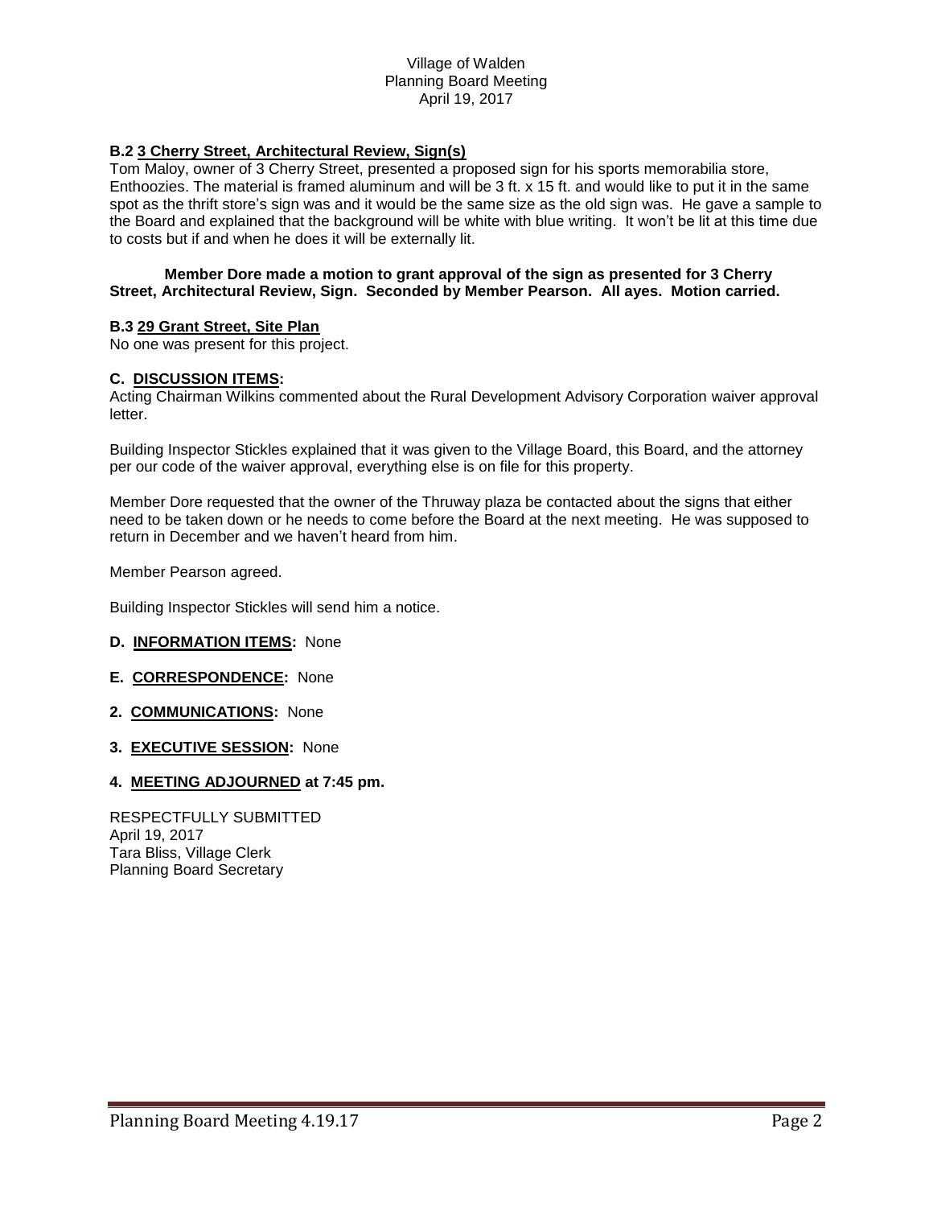**B.2 3 Cherry Street, Architectural Review, Sign(s)**

Tom Maloy, owner of 3 Cherry Street, presented a proposed sign for his sports memorabilia store, Enthoozies. The material is framed aluminum and will be 3 ft. x 15 ft. and would like to put it in the same spot as the thrift store's sign was and it would be the same size as the old sign was. He gave a sample to the Board and explained that the background will be white with blue writing. It won't be lit at this time due to costs but if and when he does it will be externally lit.

**Member Dore made a motion to grant approval of the sign as presented for 3 Cherry Street, Architectural Review, Sign. Seconded by Member Pearson. All ayes. Motion carried.**

**B.3 29 Grant Street, Site Plan**

No one was present for this project.

**C. DISCUSSION ITEMS:**

Acting Chairman Wilkins commented about the Rural Development Advisory Corporation waiver approval letter.

Building Inspector Stickles explained that it was given to the Village Board, this Board, and the attorney per our code of the waiver approval, everything else is on file for this property.

Member Dore requested that the owner of the Thruway plaza be contacted about the signs that either need to be taken down or he needs to come before the Board at the next meeting. He was supposed to return in December and we haven't heard from him.

Member Pearson agreed.

Building Inspector Stickles will send him a notice.

**D. INFORMATION ITEMS:** None

**E. CORRESPONDENCE:** None

**2. COMMUNICATIONS:** None

**3. EXECUTIVE SESSION:** None

**4. MEETING ADJOURNED at 7:45 pm.**

RESPECTFULLY SUBMITTED
April 19, 2017
Tara Bliss, Village Clerk
Planning Board Secretary